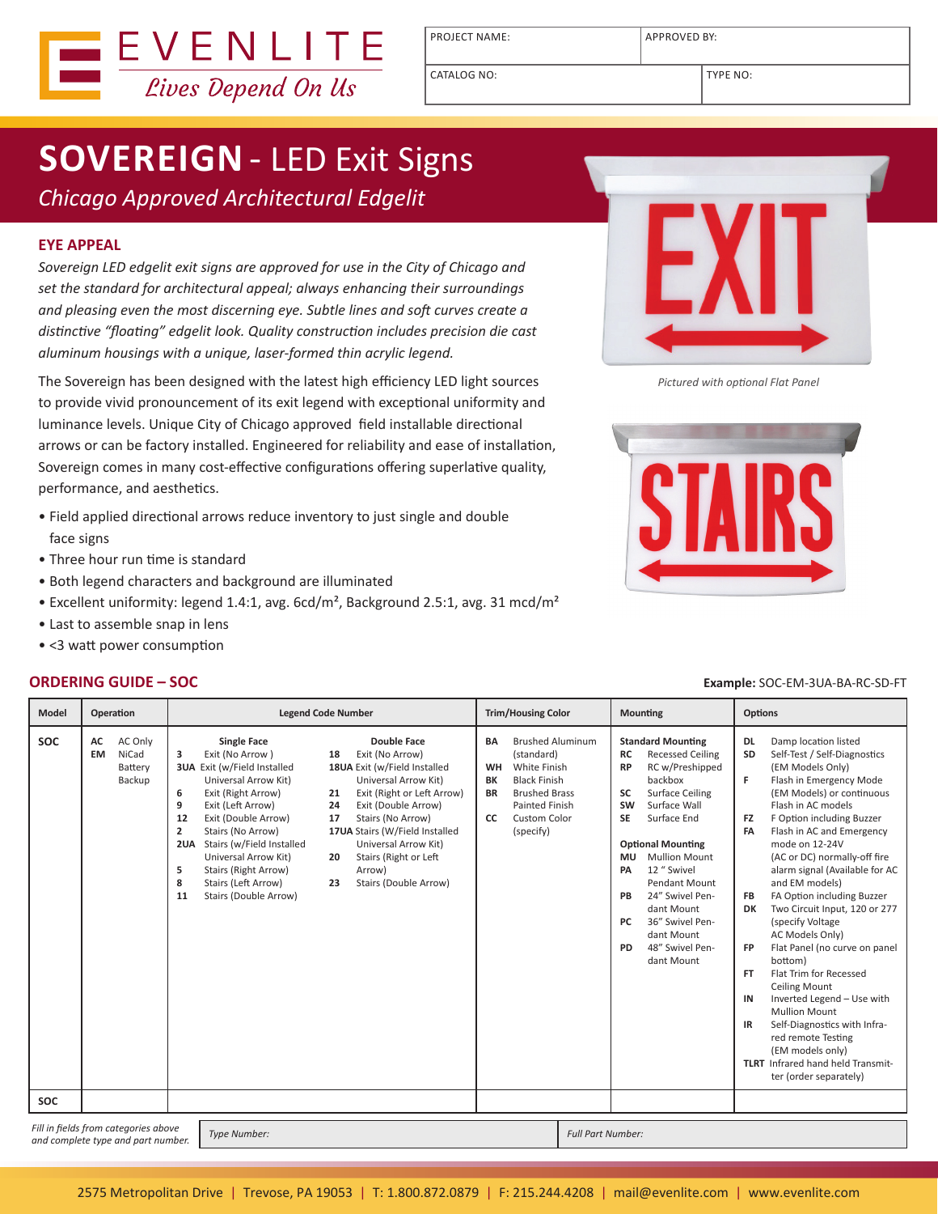EVENLITE
*Lives Depend On Us*

| PROJECT NAME: | APPROVED BY: |
|---|---|
| CATALOG NO: | TYPE NO: |

# SOVEREIGN - LED Exit Signs

*Chicago Approved Architectural Edgelit*

## EYE APPEAL

*Sovereign LED edgelit exit signs are approved for use in the City of Chicago and set the standard for architectural appeal; always enhancing their surroundings and pleasing even the most discerning eye. Subtle lines and soft curves create a distinctive "floating" edgelit look. Quality construction includes precision die cast aluminum housings with a unique, laser-formed thin acrylic legend.*

The Sovereign has been designed with the latest high efficiency LED light sources to provide vivid pronouncement of its exit legend with exceptional uniformity and luminance levels. Unique City of Chicago approved field installable directional arrows or can be factory installed. Engineered for reliability and ease of installation, Sovereign comes in many cost-effective configurations offering superlative quality, performance, and aesthetics.

- Field applied directional arrows reduce inventory to just single and double face signs
- Three hour run time is standard
- Both legend characters and background are illuminated
- Excellent uniformity: legend 1.4:1, avg. 6cd/m², Background 2.5:1, avg. 31 mcd/m²
- Last to assemble snap in lens
- <3 watt power consumption

*Pictured with optional Flat Panel*

## ORDERING GUIDE – SOC

**Example:** SOC-EM-3UA-BA-RC-SD-FT

| Model | Operation | Legend Code Number – Single Face | Legend Code Number – Double Face | Trim/Housing Color | Mounting | Options |
|---|---|---|---|---|---|---|
| SOC | **AC** AC Only<br>**EM** NiCad Battery Backup | **3** Exit (No Arrow )<br>**3UA** Exit (w/Field Installed Universal Arrow Kit)<br>**6** Exit (Right Arrow)<br>**9** Exit (Left Arrow)<br>**12** Exit (Double Arrow)<br>**2** Stairs (No Arrow)<br>**2UA** Stairs (w/Field Installed Universal Arrow Kit)<br>**5** Stairs (Right Arrow)<br>**8** Stairs (Left Arrow)<br>**11** Stairs (Double Arrow) | **18** Exit (No Arrow)<br>**18UA** Exit (w/Field Installed Universal Arrow Kit)<br>**21** Exit (Right or Left Arrow)<br>**24** Exit (Double Arrow)<br>**17** Stairs (No Arrow)<br>**17UA** Stairs (W/Field Installed Universal Arrow Kit)<br>**20** Stairs (Right or Left Arrow)<br>**23** Stairs (Double Arrow) | **BA** Brushed Aluminum (standard)<br>**WH** White Finish<br>**BK** Black Finish<br>**BR** Brushed Brass Painted Finish<br>**CC** Custom Color (specify) | **Standard Mounting**<br>**RC** Recessed Ceiling<br>**RP** RC w/Preshipped backbox<br>**SC** Surface Ceiling<br>**SW** Surface Wall<br>**SE** Surface End<br>**Optional Mounting**<br>**MU** Mullion Mount<br>**PA** 12 " Swivel Pendant Mount<br>**PB** 24" Swivel Pendant Mount<br>**PC** 36" Swivel Pendant Mount<br>**PD** 48" Swivel Pendant Mount | **DL** Damp location listed<br>**SD** Self-Test / Self-Diagnostics (EM Models Only)<br>**F** Flash in Emergency Mode (EM Models) or continuous Flash in AC models<br>**FZ** F Option including Buzzer<br>**FA** Flash in AC and Emergency mode on 12-24V (AC or DC) normally-off fire alarm signal (Available for AC and EM models)<br>**FB** FA Option including Buzzer<br>**DK** Two Circuit Input, 120 or 277 (specify Voltage AC Models Only)<br>**FP** Flat Panel (no curve on panel bottom)<br>**FT** Flat Trim for Recessed Ceiling Mount<br>**IN** Inverted Legend – Use with Mullion Mount<br>**IR** Self-Diagnostics with Infrared remote Testing (EM models only)<br>**TLRT** Infrared hand held Transmitter (order separately) |
| SOC | | | | | | |

*Fill in fields from categories above and complete type and part number.* | *Type Number:* | *Full Part Number:*

2575 Metropolitan Drive | Trevose, PA 19053 | T: 1.800.872.0879 | F: 215.244.4208 | mail@evenlite.com | www.evenlite.com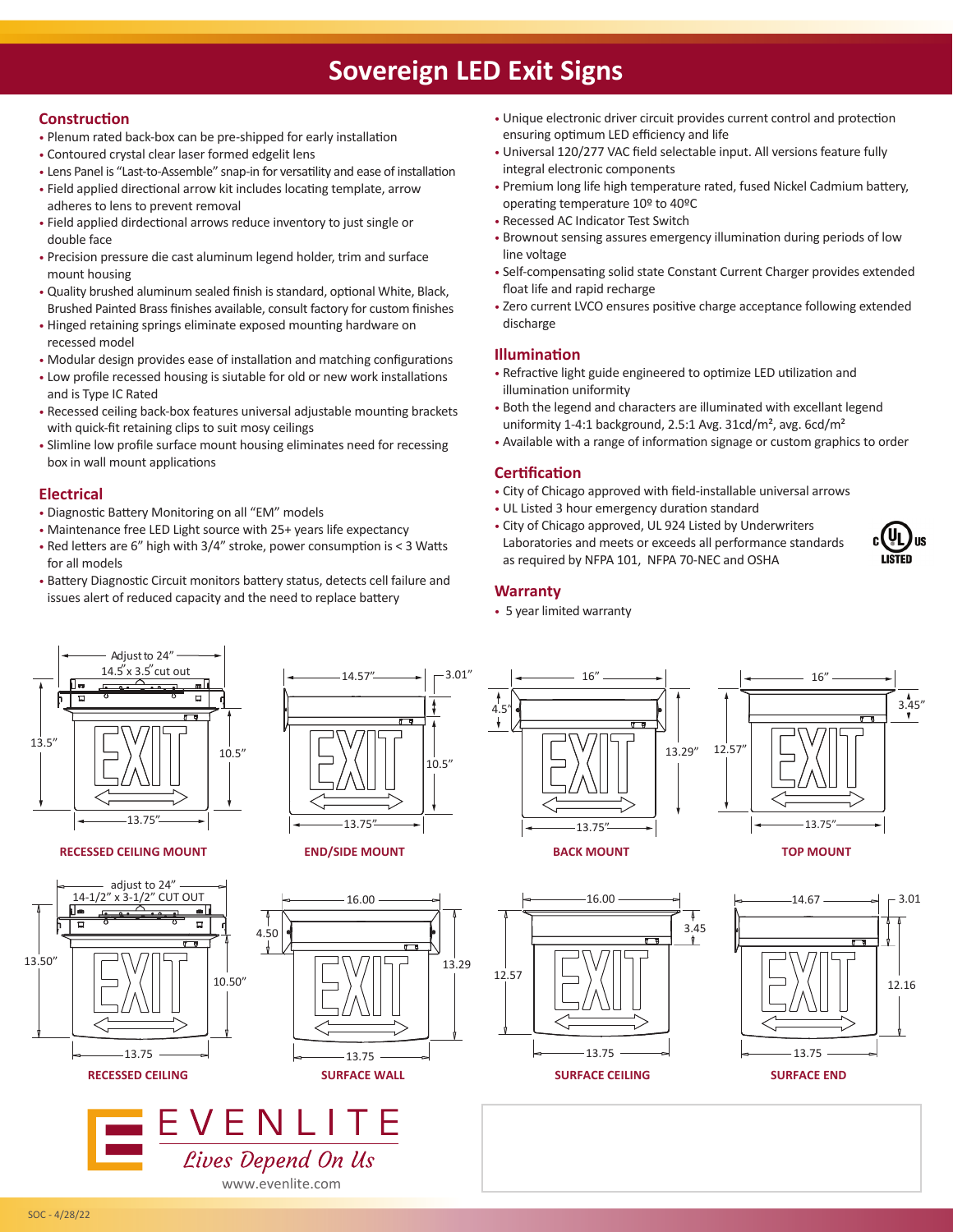# Sovereign LED Exit Signs

## Construction

- Plenum rated back-box can be pre-shipped for early installation
- Contoured crystal clear laser formed edgelit lens
- Lens Panel is "Last-to-Assemble" snap-in for versatility and ease of installation
- Field applied directional arrow kit includes locating template, arrow adheres to lens to prevent removal
- Field applied dirdectional arrows reduce inventory to just single or double face
- Precision pressure die cast aluminum legend holder, trim and surface mount housing
- Quality brushed aluminum sealed finish is standard, optional White, Black, Brushed Painted Brass finishes available, consult factory for custom finishes
- Hinged retaining springs eliminate exposed mounting hardware on recessed model
- Modular design provides ease of installation and matching configurations
- Low profile recessed housing is siutable for old or new work installations and is Type IC Rated
- Recessed ceiling back-box features universal adjustable mounting brackets with quick-fit retaining clips to suit mosy ceilings
- Slimline low profile surface mount housing eliminates need for recessing box in wall mount applications

## Electrical

- Diagnostic Battery Monitoring on all "EM" models
- Maintenance free LED Light source with 25+ years life expectancy
- Red letters are 6" high with 3/4" stroke, power consumption is < 3 Watts for all models
- Battery Diagnostic Circuit monitors battery status, detects cell failure and issues alert of reduced capacity and the need to replace battery
- Unique electronic driver circuit provides current control and protection ensuring optimum LED efficiency and life
- Universal 120/277 VAC field selectable input. All versions feature fully integral electronic components
- Premium long life high temperature rated, fused Nickel Cadmium battery, operating temperature 10ºC to 40ºC
- Recessed AC Indicator Test Switch
- Brownout sensing assures emergency illumination during periods of low line voltage
- Self-compensating solid state Constant Current Charger provides extended float life and rapid recharge
- Zero current LVCO ensures positive charge acceptance following extended discharge

## Illumination

- Refractive light guide engineered to optimize LED utilization and illumination uniformity
- Both the legend and characters are illuminated with excellant legend uniformity 1-4:1 background, 2.5:1 Avg. 31cd/m², avg. 6cd/m²
- Available with a range of information signage or custom graphics to order

## Certification

- City of Chicago approved with field-installable universal arrows
- UL Listed 3 hour emergency duration standard
- City of Chicago approved, UL 924 Listed by Underwriters Laboratories and meets or exceeds all performance standards as required by NFPA 101, NFPA 70-NEC and OSHA

c UL us LISTED

## Warranty

- 5 year limited warranty

Adjust to 24"
14.5" x 3.5" cut out
13.5"
10.5"
13.75"
RECESSED CEILING MOUNT

14.57"
3.01"
10.5"
13.75"
END/SIDE MOUNT

16"
4.5"
13.29"
13.75"
BACK MOUNT

16"
3.45"
12.57"
13.75"
TOP MOUNT

adjust to 24"
14-1/2" x 3-1/2" CUT OUT
13.50"
10.50"
13.75
RECESSED CEILING

16.00
4.50
13.29
13.75
SURFACE WALL

16.00
3.45
12.57
13.75
SURFACE CEILING

14.67
3.01
12.16
13.75
SURFACE END

EVENLITE
Lives Depend On Us
www.evenlite.com

SOC - 4/28/22